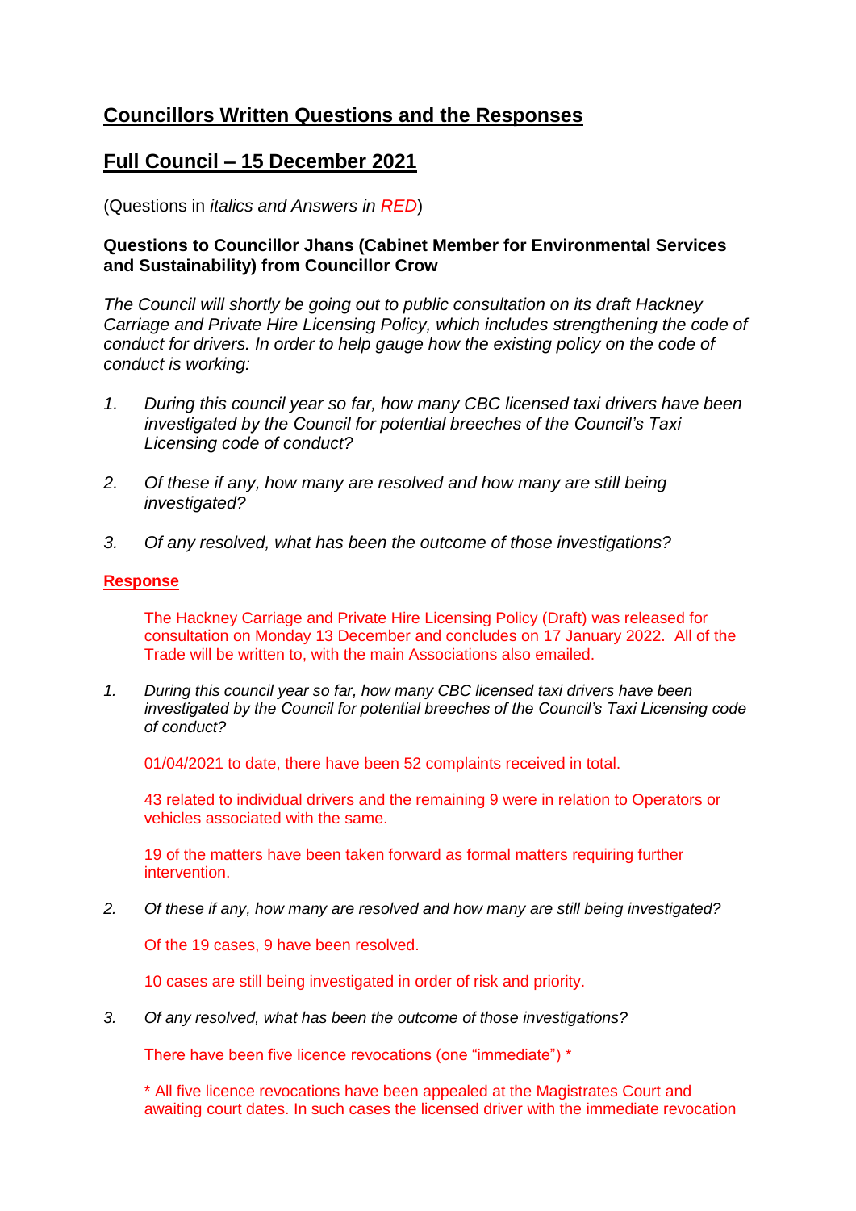# Councillors Written Questions and the Responses

## Full Council – 15 December 2021

(Questions in *italics and Answers in RED*)

**Questions to Councillor Jhans (Cabinet Member for Environmental Services and Sustainability) from Councillor Crow**

*The Council will shortly be going out to public consultation on its draft Hackney Carriage and Private Hire Licensing Policy, which includes strengthening the code of conduct for drivers. In order to help gauge how the existing policy on the code of conduct is working:*

1. *During this council year so far, how many CBC licensed taxi drivers have been investigated by the Council for potential breeches of the Council's Taxi Licensing code of conduct?*

2. *Of these if any, how many are resolved and how many are still being investigated?*

3. *Of any resolved, what has been the outcome of those investigations?*

**Response**

The Hackney Carriage and Private Hire Licensing Policy (Draft) was released for consultation on Monday 13 December and concludes on 17 January 2022. All of the Trade will be written to, with the main Associations also emailed.

1. *During this council year so far, how many CBC licensed taxi drivers have been investigated by the Council for potential breeches of the Council's Taxi Licensing code of conduct?*

   01/04/2021 to date, there have been 52 complaints received in total.

   43 related to individual drivers and the remaining 9 were in relation to Operators or vehicles associated with the same.

   19 of the matters have been taken forward as formal matters requiring further intervention.

2. *Of these if any, how many are resolved and how many are still being investigated?*

   Of the 19 cases, 9 have been resolved.

   10 cases are still being investigated in order of risk and priority.

3. *Of any resolved, what has been the outcome of those investigations?*

   There have been five licence revocations (one "immediate") *

   * All five licence revocations have been appealed at the Magistrates Court and awaiting court dates. In such cases the licensed driver with the immediate revocation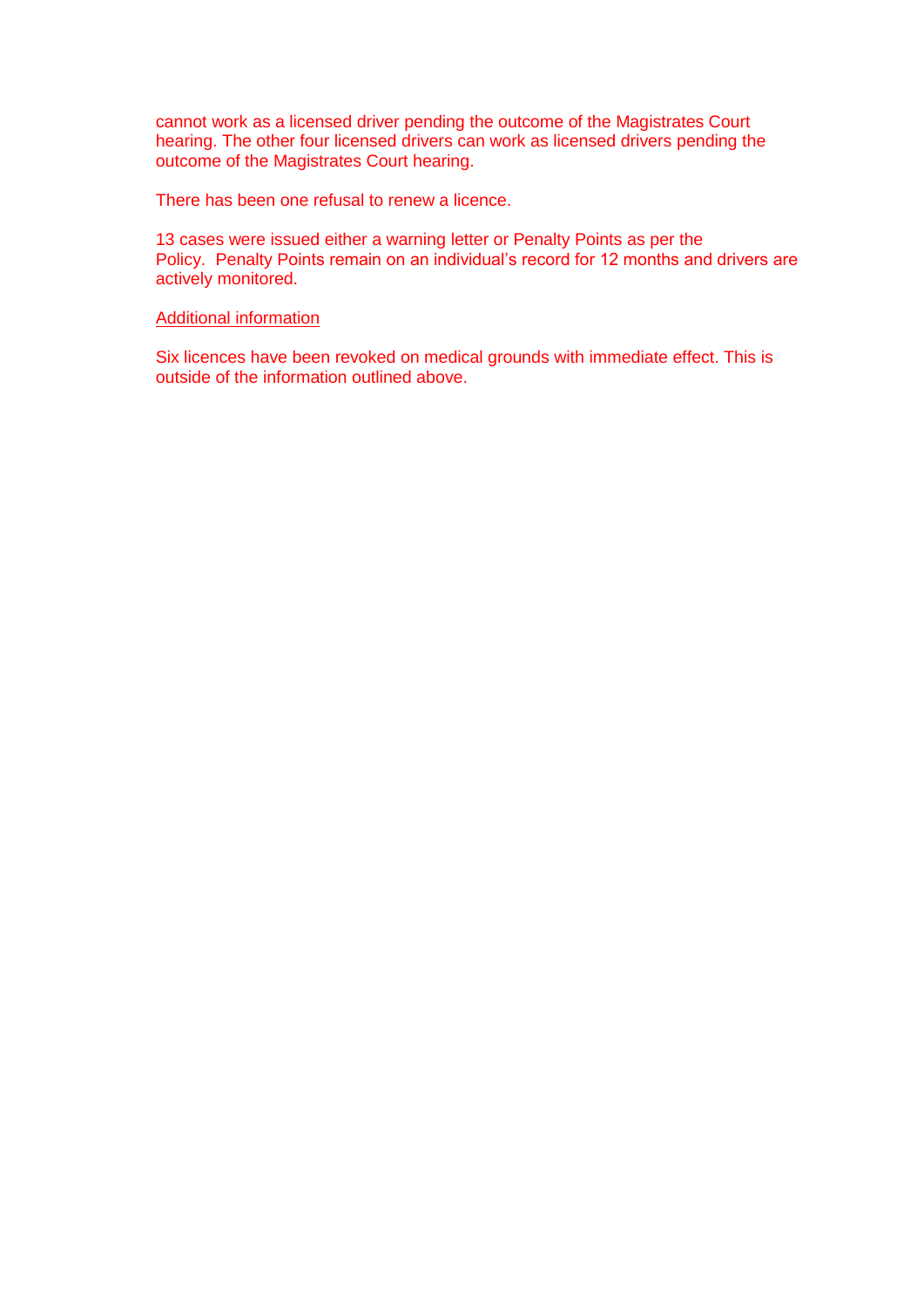cannot work as a licensed driver pending the outcome of the Magistrates Court hearing. The other four licensed drivers can work as licensed drivers pending the outcome of the Magistrates Court hearing.

There has been one refusal to renew a licence.

13 cases were issued either a warning letter or Penalty Points as per the Policy. Penalty Points remain on an individual's record for 12 months and drivers are actively monitored.

<u>Additional information</u>

Six licences have been revoked on medical grounds with immediate effect. This is outside of the information outlined above.